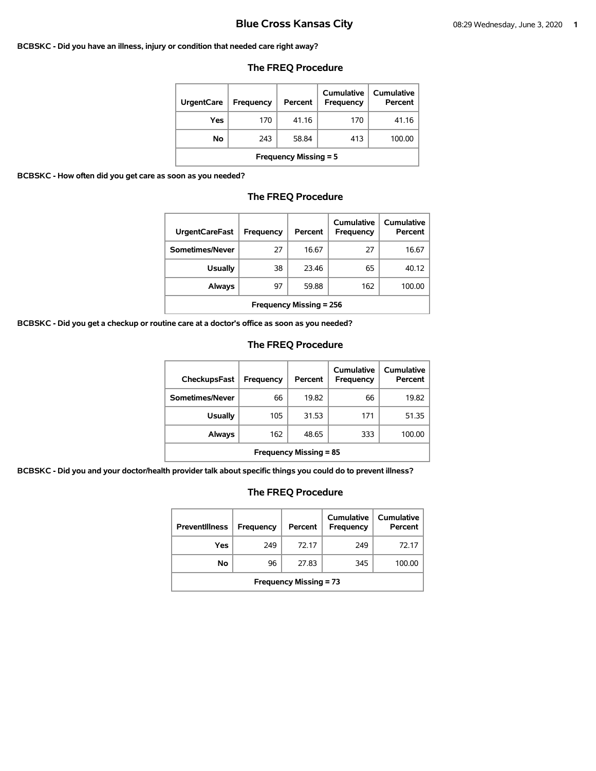# Blue Cross Kansas City

**BCBSKC - Did you have an illness, injury or condition that needed care right away?**

## The FREQ Procedure

| UrgentCare | Frequency | Percent | Cumulative Frequency | Cumulative Percent |
|---|---|---|---|---|
| Yes | 170 | 41.16 | 170 | 41.16 |
| No | 243 | 58.84 | 413 | 100.00 |
| Frequency Missing = 5 | | | | |

**BCBSKC - How often did you get care as soon as you needed?**

## The FREQ Procedure

| UrgentCareFast | Frequency | Percent | Cumulative Frequency | Cumulative Percent |
|---|---|---|---|---|
| Sometimes/Never | 27 | 16.67 | 27 | 16.67 |
| Usually | 38 | 23.46 | 65 | 40.12 |
| Always | 97 | 59.88 | 162 | 100.00 |
| Frequency Missing = 256 | | | | |

**BCBSKC - Did you get a checkup or routine care at a doctor's office as soon as you needed?**

## The FREQ Procedure

| CheckupsFast | Frequency | Percent | Cumulative Frequency | Cumulative Percent |
|---|---|---|---|---|
| Sometimes/Never | 66 | 19.82 | 66 | 19.82 |
| Usually | 105 | 31.53 | 171 | 51.35 |
| Always | 162 | 48.65 | 333 | 100.00 |
| Frequency Missing = 85 | | | | |

**BCBSKC - Did you and your doctor/health provider talk about specific things you could do to prevent illness?**

## The FREQ Procedure

| PreventIllness | Frequency | Percent | Cumulative Frequency | Cumulative Percent |
|---|---|---|---|---|
| Yes | 249 | 72.17 | 249 | 72.17 |
| No | 96 | 27.83 | 345 | 100.00 |
| Frequency Missing = 73 | | | | |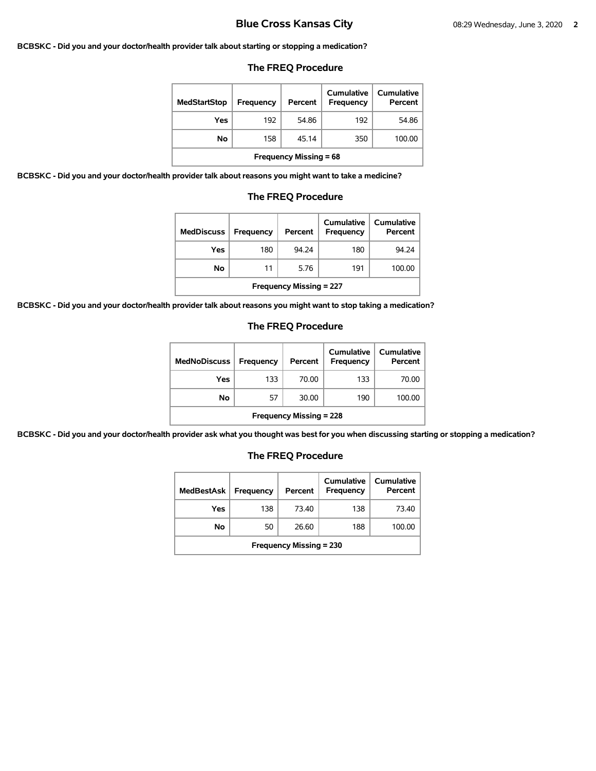**BCBSKC - Did you and your doctor/health provider talk about starting or stopping a medication?**

### The FREQ Procedure

| MedStartStop | Frequency | Percent | Cumulative Frequency | Cumulative Percent |
|---|---|---|---|---|
| Yes | 192 | 54.86 | 192 | 54.86 |
| No | 158 | 45.14 | 350 | 100.00 |
| Frequency Missing = 68 | | | | |

**BCBSKC - Did you and your doctor/health provider talk about reasons you might want to take a medicine?**

### The FREQ Procedure

| MedDiscuss | Frequency | Percent | Cumulative Frequency | Cumulative Percent |
|---|---|---|---|---|
| Yes | 180 | 94.24 | 180 | 94.24 |
| No | 11 | 5.76 | 191 | 100.00 |
| Frequency Missing = 227 | | | | |

**BCBSKC - Did you and your doctor/health provider talk about reasons you might want to stop taking a medication?**

### The FREQ Procedure

| MedNoDiscuss | Frequency | Percent | Cumulative Frequency | Cumulative Percent |
|---|---|---|---|---|
| Yes | 133 | 70.00 | 133 | 70.00 |
| No | 57 | 30.00 | 190 | 100.00 |
| Frequency Missing = 228 | | | | |

**BCBSKC - Did you and your doctor/health provider ask what you thought was best for you when discussing starting or stopping a medication?**

### The FREQ Procedure

| MedBestAsk | Frequency | Percent | Cumulative Frequency | Cumulative Percent |
|---|---|---|---|---|
| Yes | 138 | 73.40 | 138 | 73.40 |
| No | 50 | 26.60 | 188 | 100.00 |
| Frequency Missing = 230 | | | | |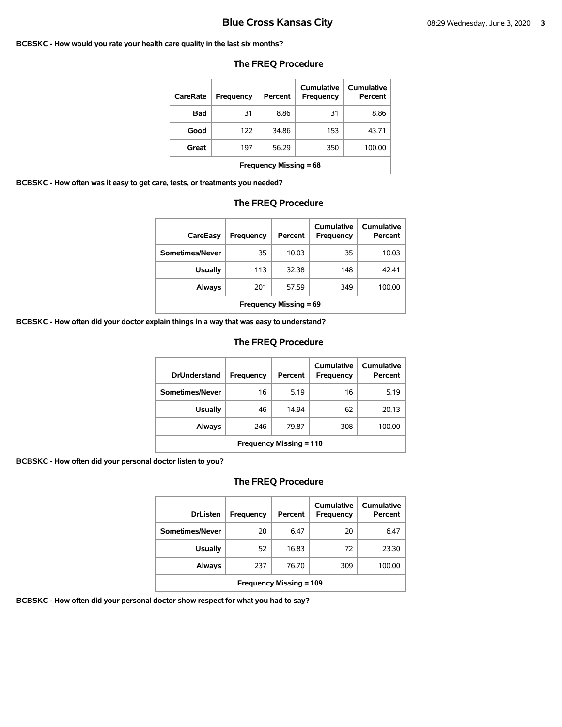**BCBSKC - How would you rate your health care quality in the last six months?**

## The FREQ Procedure

| CareRate | Frequency | Percent | Cumulative Frequency | Cumulative Percent |
|---|---|---|---|---|
| Bad | 31 | 8.86 | 31 | 8.86 |
| Good | 122 | 34.86 | 153 | 43.71 |
| Great | 197 | 56.29 | 350 | 100.00 |
| Frequency Missing = 68 | | | | |

**BCBSKC - How often was it easy to get care, tests, or treatments you needed?**

## The FREQ Procedure

| CareEasy | Frequency | Percent | Cumulative Frequency | Cumulative Percent |
|---|---|---|---|---|
| Sometimes/Never | 35 | 10.03 | 35 | 10.03 |
| Usually | 113 | 32.38 | 148 | 42.41 |
| Always | 201 | 57.59 | 349 | 100.00 |
| Frequency Missing = 69 | | | | |

**BCBSKC - How often did your doctor explain things in a way that was easy to understand?**

## The FREQ Procedure

| DrUnderstand | Frequency | Percent | Cumulative Frequency | Cumulative Percent |
|---|---|---|---|---|
| Sometimes/Never | 16 | 5.19 | 16 | 5.19 |
| Usually | 46 | 14.94 | 62 | 20.13 |
| Always | 246 | 79.87 | 308 | 100.00 |
| Frequency Missing = 110 | | | | |

**BCBSKC - How often did your personal doctor listen to you?**

## The FREQ Procedure

| DrListen | Frequency | Percent | Cumulative Frequency | Cumulative Percent |
|---|---|---|---|---|
| Sometimes/Never | 20 | 6.47 | 20 | 6.47 |
| Usually | 52 | 16.83 | 72 | 23.30 |
| Always | 237 | 76.70 | 309 | 100.00 |
| Frequency Missing = 109 | | | | |

**BCBSKC - How often did your personal doctor show respect for what you had to say?**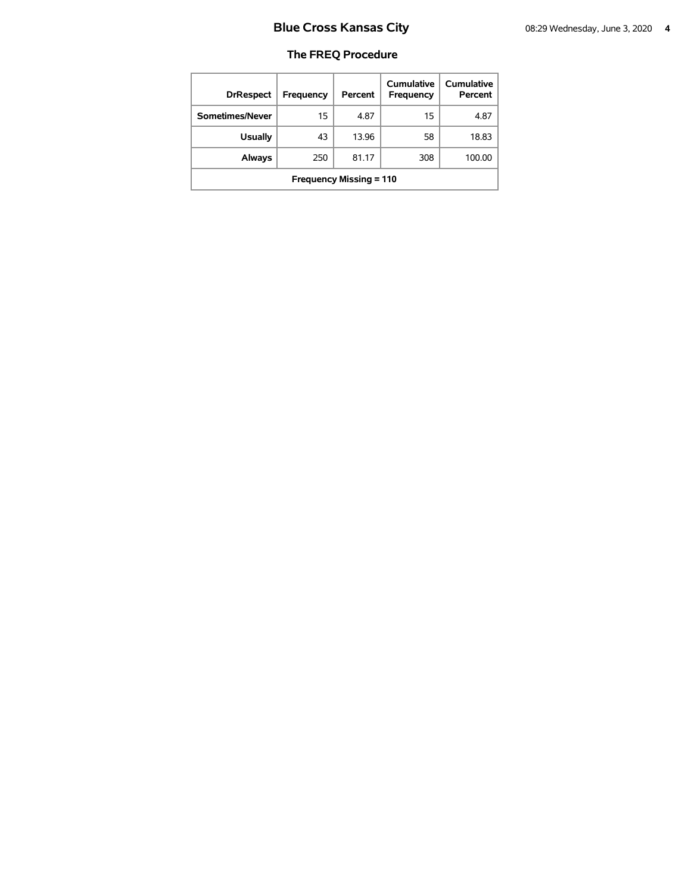# Blue Cross Kansas City

## The FREQ Procedure

| DrRespect | Frequency | Percent | Cumulative Frequency | Cumulative Percent |
|---|---|---|---|---|
| Sometimes/Never | 15 | 4.87 | 15 | 4.87 |
| Usually | 43 | 13.96 | 58 | 18.83 |
| Always | 250 | 81.17 | 308 | 100.00 |
| Frequency Missing = 110 | | | | |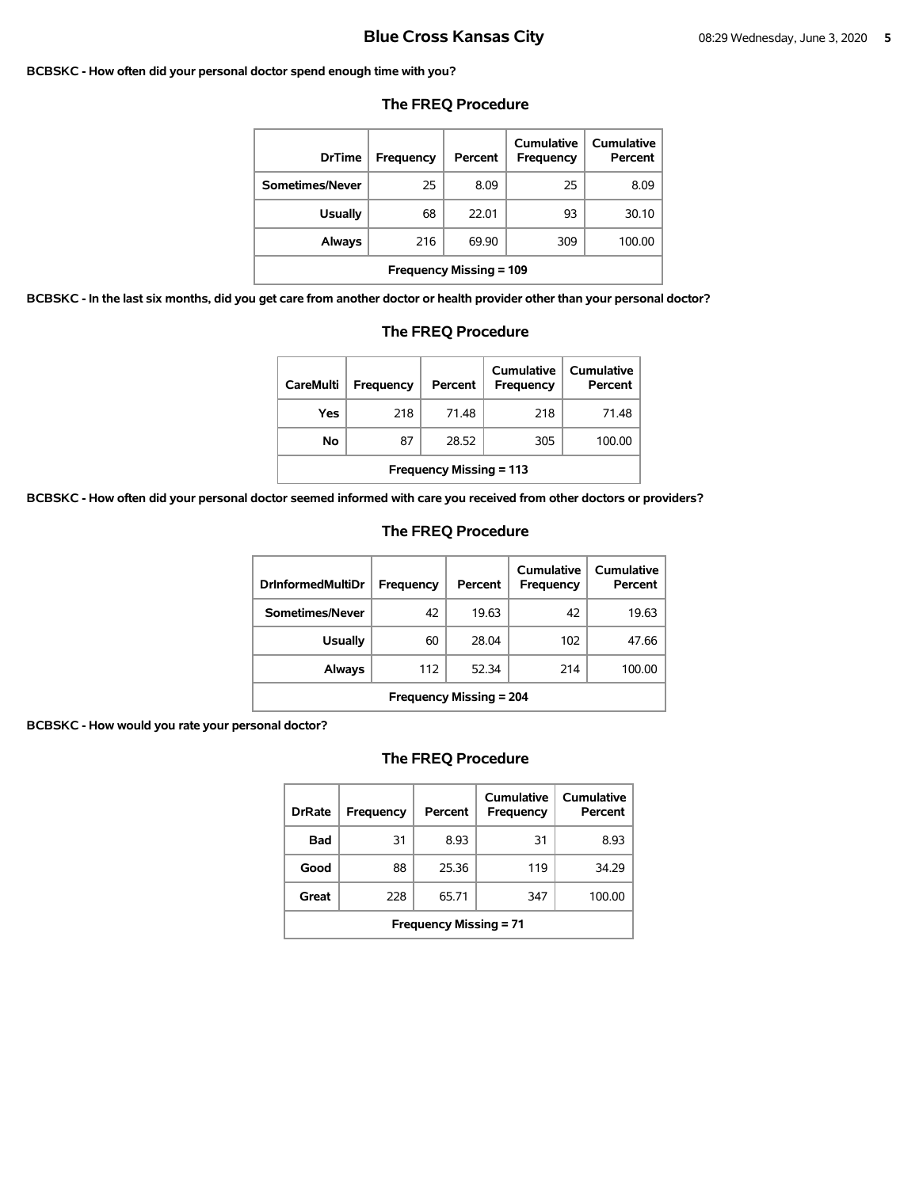**BCBSKC - How often did your personal doctor spend enough time with you?**

### The FREQ Procedure

| DrTime | Frequency | Percent | Cumulative Frequency | Cumulative Percent |
|---|---|---|---|---|
| Sometimes/Never | 25 | 8.09 | 25 | 8.09 |
| Usually | 68 | 22.01 | 93 | 30.10 |
| Always | 216 | 69.90 | 309 | 100.00 |
| Frequency Missing = 109 | | | | |

**BCBSKC - In the last six months, did you get care from another doctor or health provider other than your personal doctor?**

### The FREQ Procedure

| CareMulti | Frequency | Percent | Cumulative Frequency | Cumulative Percent |
|---|---|---|---|---|
| Yes | 218 | 71.48 | 218 | 71.48 |
| No | 87 | 28.52 | 305 | 100.00 |
| Frequency Missing = 113 | | | | |

**BCBSKC - How often did your personal doctor seemed informed with care you received from other doctors or providers?**

### The FREQ Procedure

| DrInformedMultiDr | Frequency | Percent | Cumulative Frequency | Cumulative Percent |
|---|---|---|---|---|
| Sometimes/Never | 42 | 19.63 | 42 | 19.63 |
| Usually | 60 | 28.04 | 102 | 47.66 |
| Always | 112 | 52.34 | 214 | 100.00 |
| Frequency Missing = 204 | | | | |

**BCBSKC - How would you rate your personal doctor?**

### The FREQ Procedure

| DrRate | Frequency | Percent | Cumulative Frequency | Cumulative Percent |
|---|---|---|---|---|
| Bad | 31 | 8.93 | 31 | 8.93 |
| Good | 88 | 25.36 | 119 | 34.29 |
| Great | 228 | 65.71 | 347 | 100.00 |
| Frequency Missing = 71 | | | | |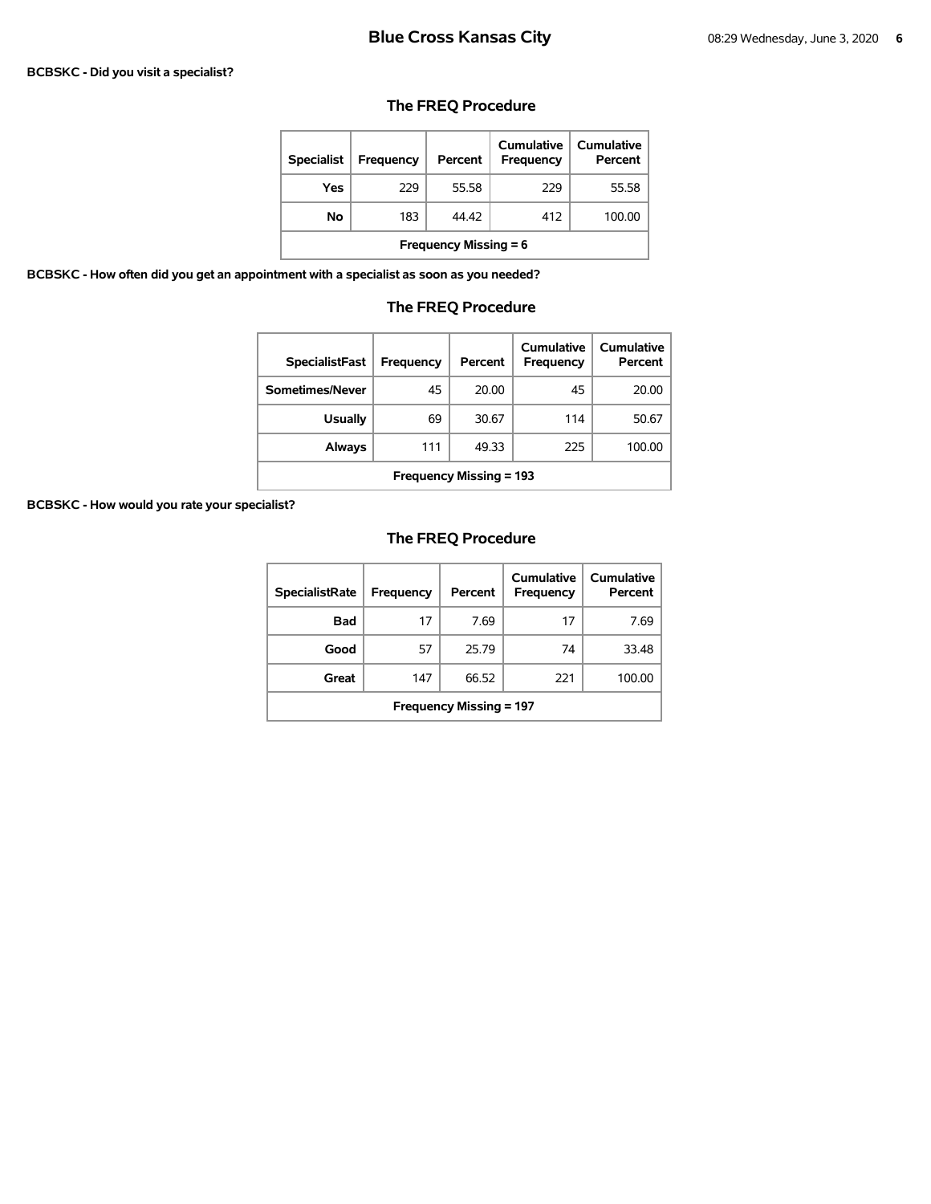**BCBSKC - Did you visit a specialist?**

### The FREQ Procedure

| Specialist | Frequency | Percent | Cumulative Frequency | Cumulative Percent |
|---|---|---|---|---|
| Yes | 229 | 55.58 | 229 | 55.58 |
| No | 183 | 44.42 | 412 | 100.00 |
| Frequency Missing = 6 | | | | |

**BCBSKC - How often did you get an appointment with a specialist as soon as you needed?**

### The FREQ Procedure

| SpecialistFast | Frequency | Percent | Cumulative Frequency | Cumulative Percent |
|---|---|---|---|---|
| Sometimes/Never | 45 | 20.00 | 45 | 20.00 |
| Usually | 69 | 30.67 | 114 | 50.67 |
| Always | 111 | 49.33 | 225 | 100.00 |
| Frequency Missing = 193 | | | | |

**BCBSKC - How would you rate your specialist?**

### The FREQ Procedure

| SpecialistRate | Frequency | Percent | Cumulative Frequency | Cumulative Percent |
|---|---|---|---|---|
| Bad | 17 | 7.69 | 17 | 7.69 |
| Good | 57 | 25.79 | 74 | 33.48 |
| Great | 147 | 66.52 | 221 | 100.00 |
| Frequency Missing = 197 | | | | |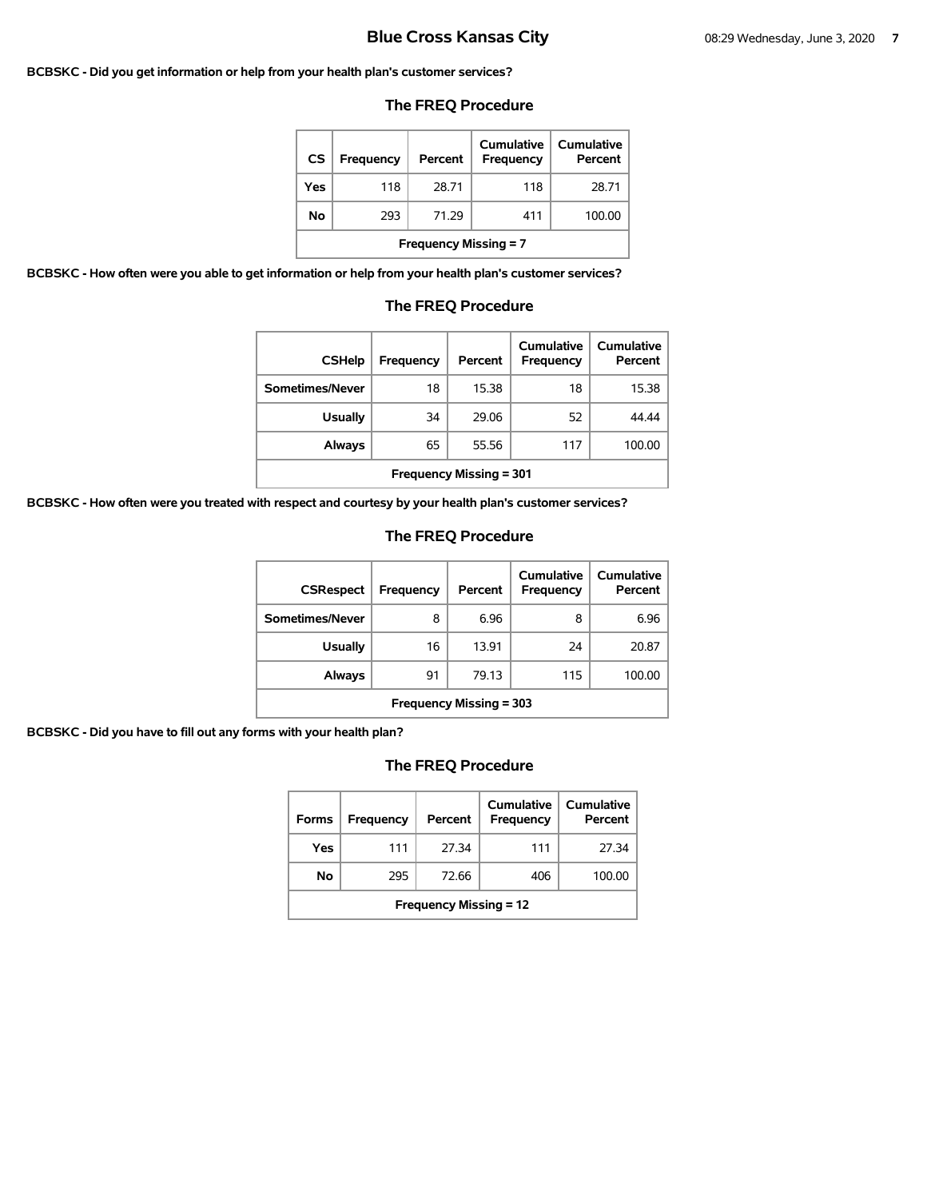**BCBSKC - Did you get information or help from your health plan's customer services?**

### The FREQ Procedure

| CS | Frequency | Percent | Cumulative Frequency | Cumulative Percent |
|---|---|---|---|---|
| Yes | 118 | 28.71 | 118 | 28.71 |
| No | 293 | 71.29 | 411 | 100.00 |
| Frequency Missing = 7 | | | | |

**BCBSKC - How often were you able to get information or help from your health plan's customer services?**

### The FREQ Procedure

| CSHelp | Frequency | Percent | Cumulative Frequency | Cumulative Percent |
|---|---|---|---|---|
| Sometimes/Never | 18 | 15.38 | 18 | 15.38 |
| Usually | 34 | 29.06 | 52 | 44.44 |
| Always | 65 | 55.56 | 117 | 100.00 |
| Frequency Missing = 301 | | | | |

**BCBSKC - How often were you treated with respect and courtesy by your health plan's customer services?**

### The FREQ Procedure

| CSRespect | Frequency | Percent | Cumulative Frequency | Cumulative Percent |
|---|---|---|---|---|
| Sometimes/Never | 8 | 6.96 | 8 | 6.96 |
| Usually | 16 | 13.91 | 24 | 20.87 |
| Always | 91 | 79.13 | 115 | 100.00 |
| Frequency Missing = 303 | | | | |

**BCBSKC - Did you have to fill out any forms with your health plan?**

### The FREQ Procedure

| Forms | Frequency | Percent | Cumulative Frequency | Cumulative Percent |
|---|---|---|---|---|
| Yes | 111 | 27.34 | 111 | 27.34 |
| No | 295 | 72.66 | 406 | 100.00 |
| Frequency Missing = 12 | | | | |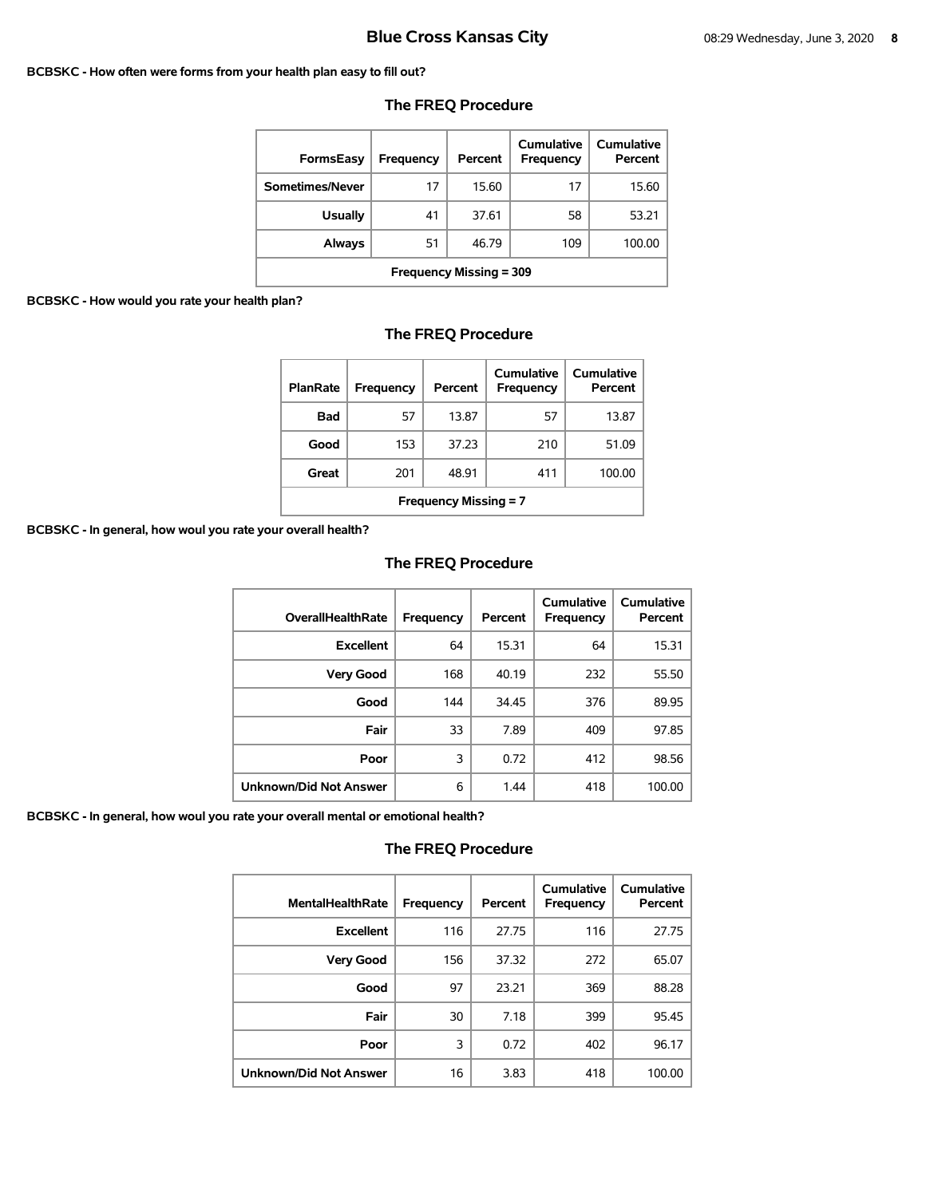**BCBSKC - How often were forms from your health plan easy to fill out?**

## The FREQ Procedure

| FormsEasy | Frequency | Percent | Cumulative Frequency | Cumulative Percent |
|---|---|---|---|---|
| Sometimes/Never | 17 | 15.60 | 17 | 15.60 |
| Usually | 41 | 37.61 | 58 | 53.21 |
| Always | 51 | 46.79 | 109 | 100.00 |
| Frequency Missing = 309 | | | | |

**BCBSKC - How would you rate your health plan?**

## The FREQ Procedure

| PlanRate | Frequency | Percent | Cumulative Frequency | Cumulative Percent |
|---|---|---|---|---|
| Bad | 57 | 13.87 | 57 | 13.87 |
| Good | 153 | 37.23 | 210 | 51.09 |
| Great | 201 | 48.91 | 411 | 100.00 |
| Frequency Missing = 7 | | | | |

**BCBSKC - In general, how woul you rate your overall health?**

## The FREQ Procedure

| OverallHealthRate | Frequency | Percent | Cumulative Frequency | Cumulative Percent |
|---|---|---|---|---|
| Excellent | 64 | 15.31 | 64 | 15.31 |
| Very Good | 168 | 40.19 | 232 | 55.50 |
| Good | 144 | 34.45 | 376 | 89.95 |
| Fair | 33 | 7.89 | 409 | 97.85 |
| Poor | 3 | 0.72 | 412 | 98.56 |
| Unknown/Did Not Answer | 6 | 1.44 | 418 | 100.00 |

**BCBSKC - In general, how woul you rate your overall mental or emotional health?**

## The FREQ Procedure

| MentalHealthRate | Frequency | Percent | Cumulative Frequency | Cumulative Percent |
|---|---|---|---|---|
| Excellent | 116 | 27.75 | 116 | 27.75 |
| Very Good | 156 | 37.32 | 272 | 65.07 |
| Good | 97 | 23.21 | 369 | 88.28 |
| Fair | 30 | 7.18 | 399 | 95.45 |
| Poor | 3 | 0.72 | 402 | 96.17 |
| Unknown/Did Not Answer | 16 | 3.83 | 418 | 100.00 |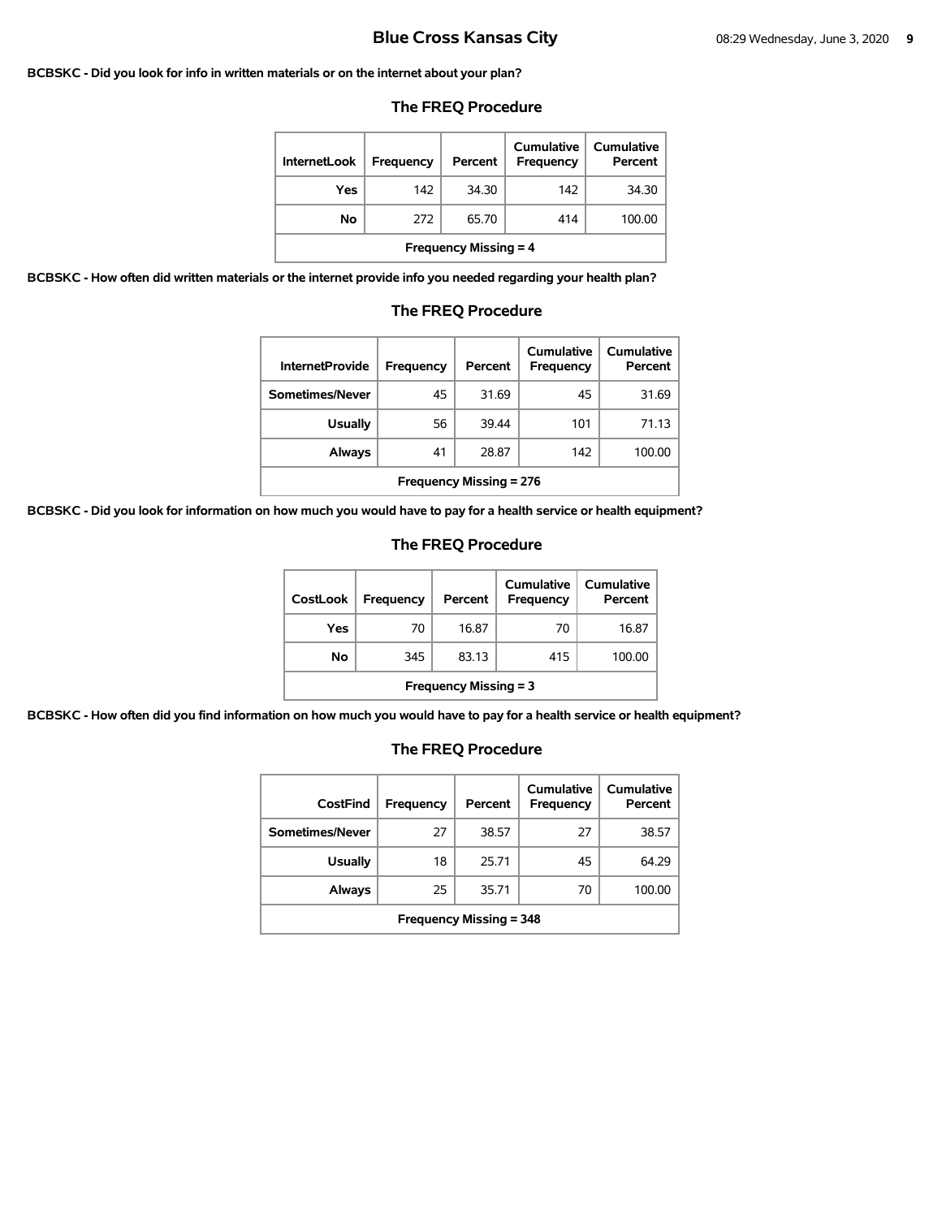**BCBSKC - Did you look for info in written materials or on the internet about your plan?**

### The FREQ Procedure

| InternetLook | Frequency | Percent | Cumulative Frequency | Cumulative Percent |
|---|---|---|---|---|
| Yes | 142 | 34.30 | 142 | 34.30 |
| No | 272 | 65.70 | 414 | 100.00 |
| Frequency Missing = 4 | | | | |

**BCBSKC - How often did written materials or the internet provide info you needed regarding your health plan?**

### The FREQ Procedure

| InternetProvide | Frequency | Percent | Cumulative Frequency | Cumulative Percent |
|---|---|---|---|---|
| Sometimes/Never | 45 | 31.69 | 45 | 31.69 |
| Usually | 56 | 39.44 | 101 | 71.13 |
| Always | 41 | 28.87 | 142 | 100.00 |
| Frequency Missing = 276 | | | | |

**BCBSKC - Did you look for information on how much you would have to pay for a health service or health equipment?**

### The FREQ Procedure

| CostLook | Frequency | Percent | Cumulative Frequency | Cumulative Percent |
|---|---|---|---|---|
| Yes | 70 | 16.87 | 70 | 16.87 |
| No | 345 | 83.13 | 415 | 100.00 |
| Frequency Missing = 3 | | | | |

**BCBSKC - How often did you find information on how much you would have to pay for a health service or health equipment?**

### The FREQ Procedure

| CostFind | Frequency | Percent | Cumulative Frequency | Cumulative Percent |
|---|---|---|---|---|
| Sometimes/Never | 27 | 38.57 | 27 | 38.57 |
| Usually | 18 | 25.71 | 45 | 64.29 |
| Always | 25 | 35.71 | 70 | 100.00 |
| Frequency Missing = 348 | | | | |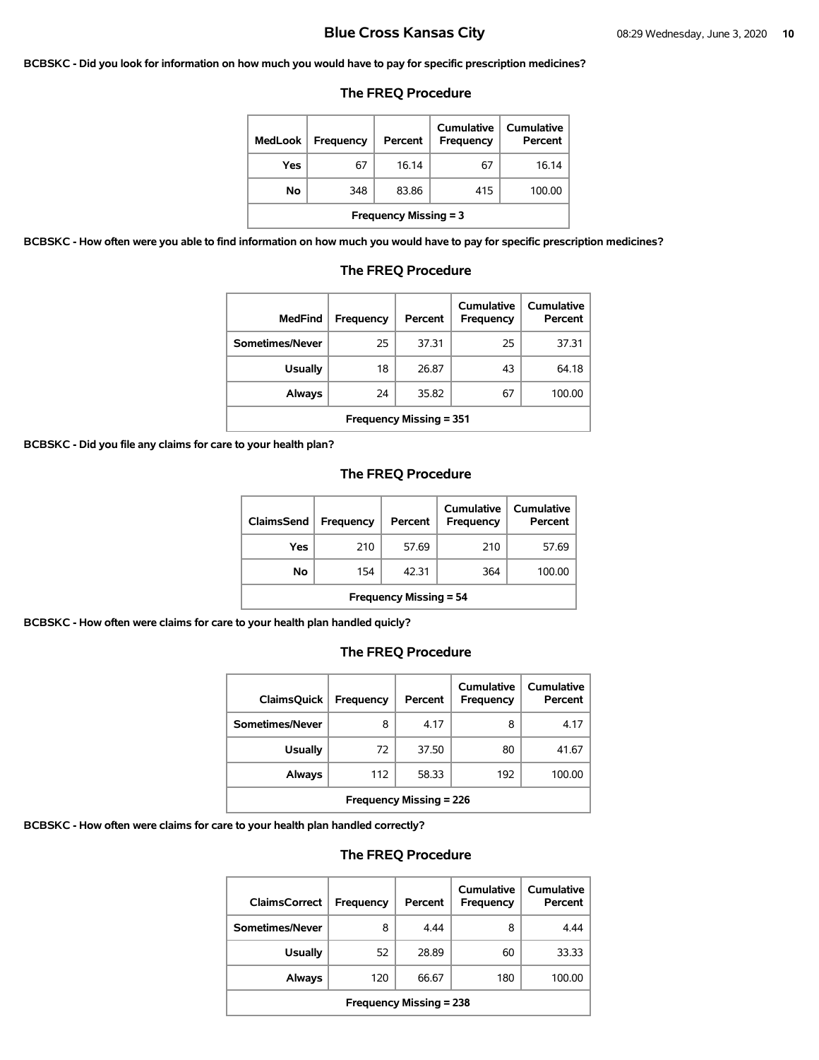**BCBSKC - Did you look for information on how much you would have to pay for specific prescription medicines?**

### The FREQ Procedure

| MedLook | Frequency | Percent | Cumulative Frequency | Cumulative Percent |
|---|---|---|---|---|
| Yes | 67 | 16.14 | 67 | 16.14 |
| No | 348 | 83.86 | 415 | 100.00 |
| Frequency Missing = 3 | | | | |

**BCBSKC - How often were you able to find information on how much you would have to pay for specific prescription medicines?**

### The FREQ Procedure

| MedFind | Frequency | Percent | Cumulative Frequency | Cumulative Percent |
|---|---|---|---|---|
| Sometimes/Never | 25 | 37.31 | 25 | 37.31 |
| Usually | 18 | 26.87 | 43 | 64.18 |
| Always | 24 | 35.82 | 67 | 100.00 |
| Frequency Missing = 351 | | | | |

**BCBSKC - Did you file any claims for care to your health plan?**

### The FREQ Procedure

| ClaimsSend | Frequency | Percent | Cumulative Frequency | Cumulative Percent |
|---|---|---|---|---|
| Yes | 210 | 57.69 | 210 | 57.69 |
| No | 154 | 42.31 | 364 | 100.00 |
| Frequency Missing = 54 | | | | |

**BCBSKC - How often were claims for care to your health plan handled quicly?**

### The FREQ Procedure

| ClaimsQuick | Frequency | Percent | Cumulative Frequency | Cumulative Percent |
|---|---|---|---|---|
| Sometimes/Never | 8 | 4.17 | 8 | 4.17 |
| Usually | 72 | 37.50 | 80 | 41.67 |
| Always | 112 | 58.33 | 192 | 100.00 |
| Frequency Missing = 226 | | | | |

**BCBSKC - How often were claims for care to your health plan handled correctly?**

### The FREQ Procedure

| ClaimsCorrect | Frequency | Percent | Cumulative Frequency | Cumulative Percent |
|---|---|---|---|---|
| Sometimes/Never | 8 | 4.44 | 8 | 4.44 |
| Usually | 52 | 28.89 | 60 | 33.33 |
| Always | 120 | 66.67 | 180 | 100.00 |
| Frequency Missing = 238 | | | | |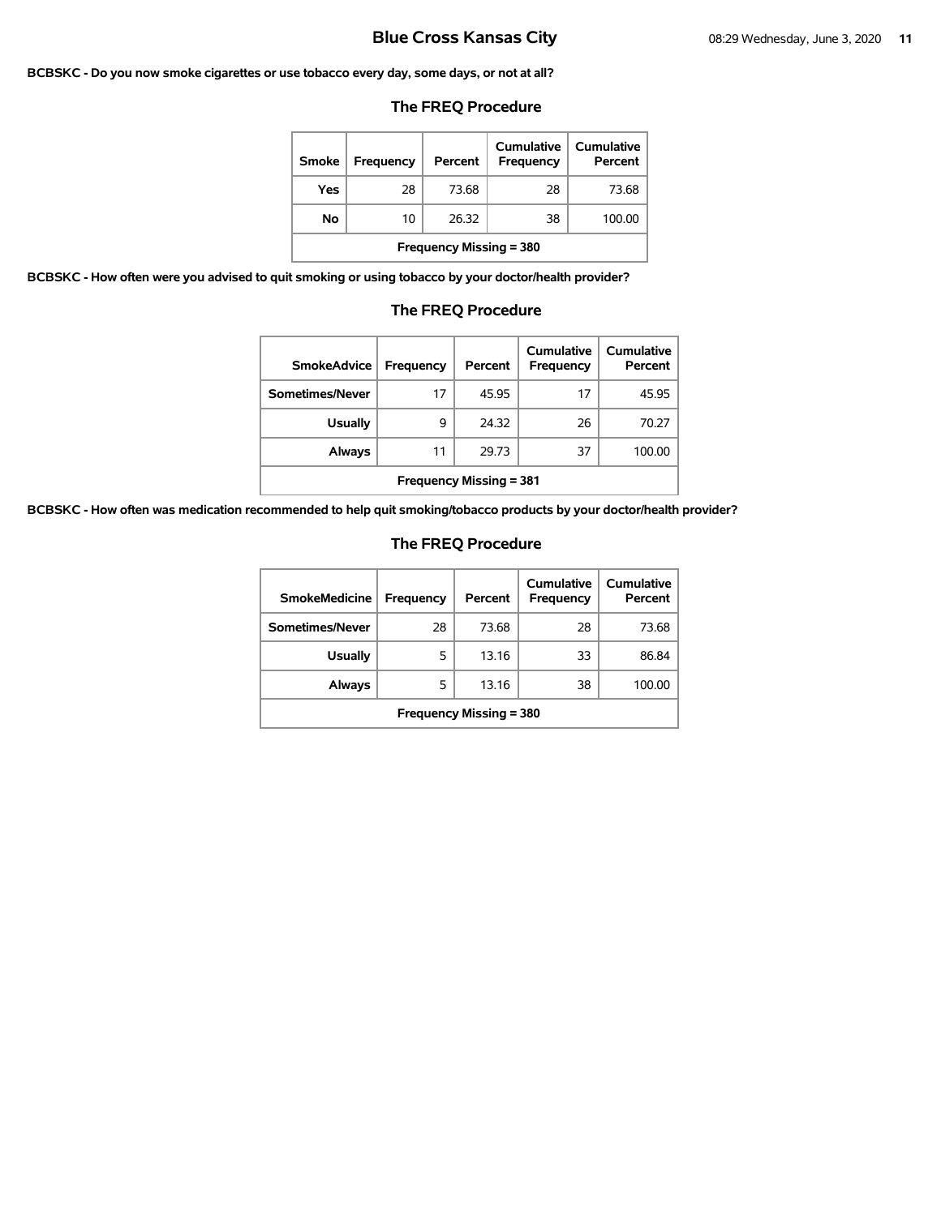**BCBSKC - Do you now smoke cigarettes or use tobacco every day, some days, or not at all?**

### The FREQ Procedure

| Smoke | Frequency | Percent | Cumulative Frequency | Cumulative Percent |
|---|---|---|---|---|
| Yes | 28 | 73.68 | 28 | 73.68 |
| No | 10 | 26.32 | 38 | 100.00 |
| Frequency Missing = 380 | | | | |

**BCBSKC - How often were you advised to quit smoking or using tobacco by your doctor/health provider?**

### The FREQ Procedure

| SmokeAdvice | Frequency | Percent | Cumulative Frequency | Cumulative Percent |
|---|---|---|---|---|
| Sometimes/Never | 17 | 45.95 | 17 | 45.95 |
| Usually | 9 | 24.32 | 26 | 70.27 |
| Always | 11 | 29.73 | 37 | 100.00 |
| Frequency Missing = 381 | | | | |

**BCBSKC - How often was medication recommended to help quit smoking/tobacco products by your doctor/health provider?**

### The FREQ Procedure

| SmokeMedicine | Frequency | Percent | Cumulative Frequency | Cumulative Percent |
|---|---|---|---|---|
| Sometimes/Never | 28 | 73.68 | 28 | 73.68 |
| Usually | 5 | 13.16 | 33 | 86.84 |
| Always | 5 | 13.16 | 38 | 100.00 |
| Frequency Missing = 380 | | | | |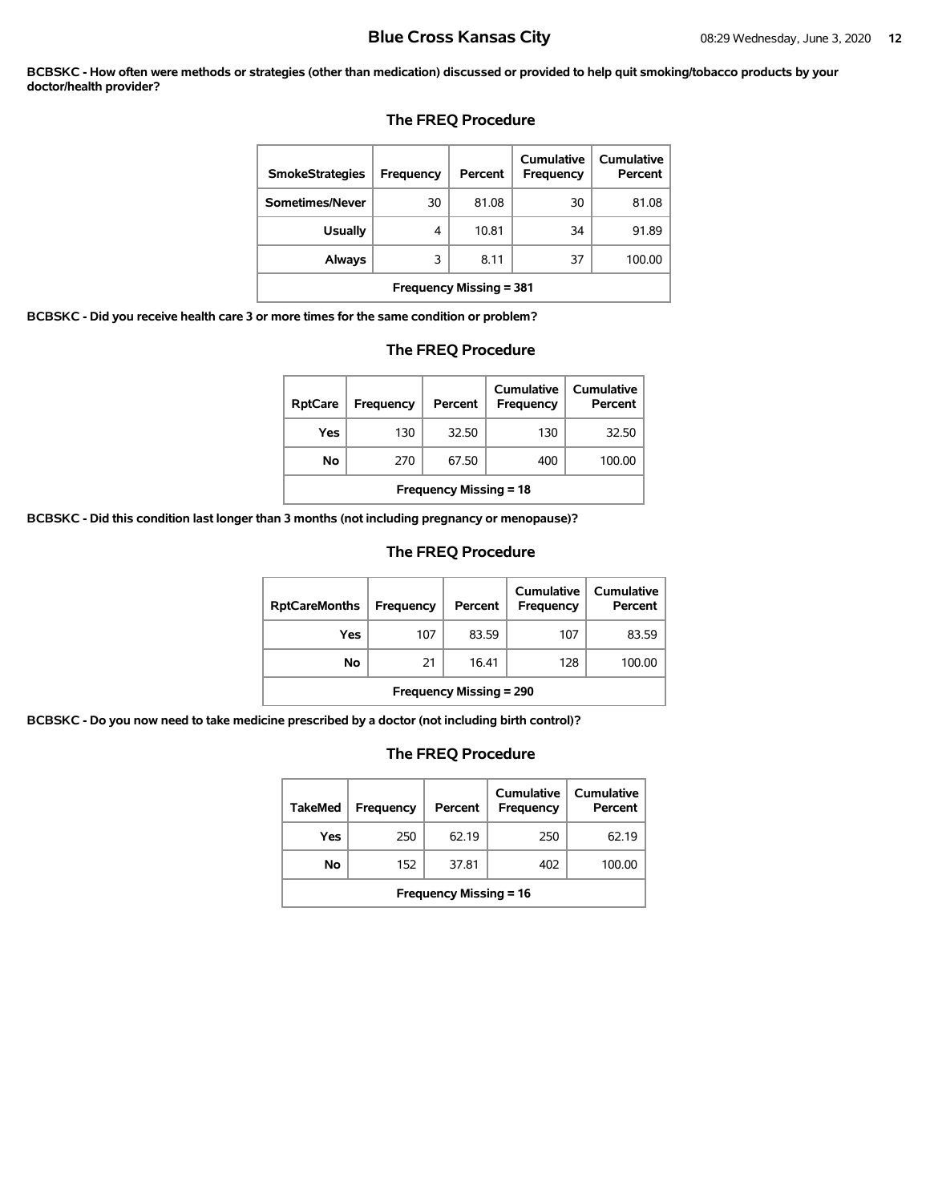**BCBSKC - How often were methods or strategies (other than medication) discussed or provided to help quit smoking/tobacco products by your doctor/health provider?**

## The FREQ Procedure

| SmokeStrategies | Frequency | Percent | Cumulative Frequency | Cumulative Percent |
|---|---|---|---|---|
| Sometimes/Never | 30 | 81.08 | 30 | 81.08 |
| Usually | 4 | 10.81 | 34 | 91.89 |
| Always | 3 | 8.11 | 37 | 100.00 |
| Frequency Missing = 381 | | | | |

**BCBSKC - Did you receive health care 3 or more times for the same condition or problem?**

## The FREQ Procedure

| RptCare | Frequency | Percent | Cumulative Frequency | Cumulative Percent |
|---|---|---|---|---|
| Yes | 130 | 32.50 | 130 | 32.50 |
| No | 270 | 67.50 | 400 | 100.00 |
| Frequency Missing = 18 | | | | |

**BCBSKC - Did this condition last longer than 3 months (not including pregnancy or menopause)?**

## The FREQ Procedure

| RptCareMonths | Frequency | Percent | Cumulative Frequency | Cumulative Percent |
|---|---|---|---|---|
| Yes | 107 | 83.59 | 107 | 83.59 |
| No | 21 | 16.41 | 128 | 100.00 |
| Frequency Missing = 290 | | | | |

**BCBSKC - Do you now need to take medicine prescribed by a doctor (not including birth control)?**

## The FREQ Procedure

| TakeMed | Frequency | Percent | Cumulative Frequency | Cumulative Percent |
|---|---|---|---|---|
| Yes | 250 | 62.19 | 250 | 62.19 |
| No | 152 | 37.81 | 402 | 100.00 |
| Frequency Missing = 16 | | | | |